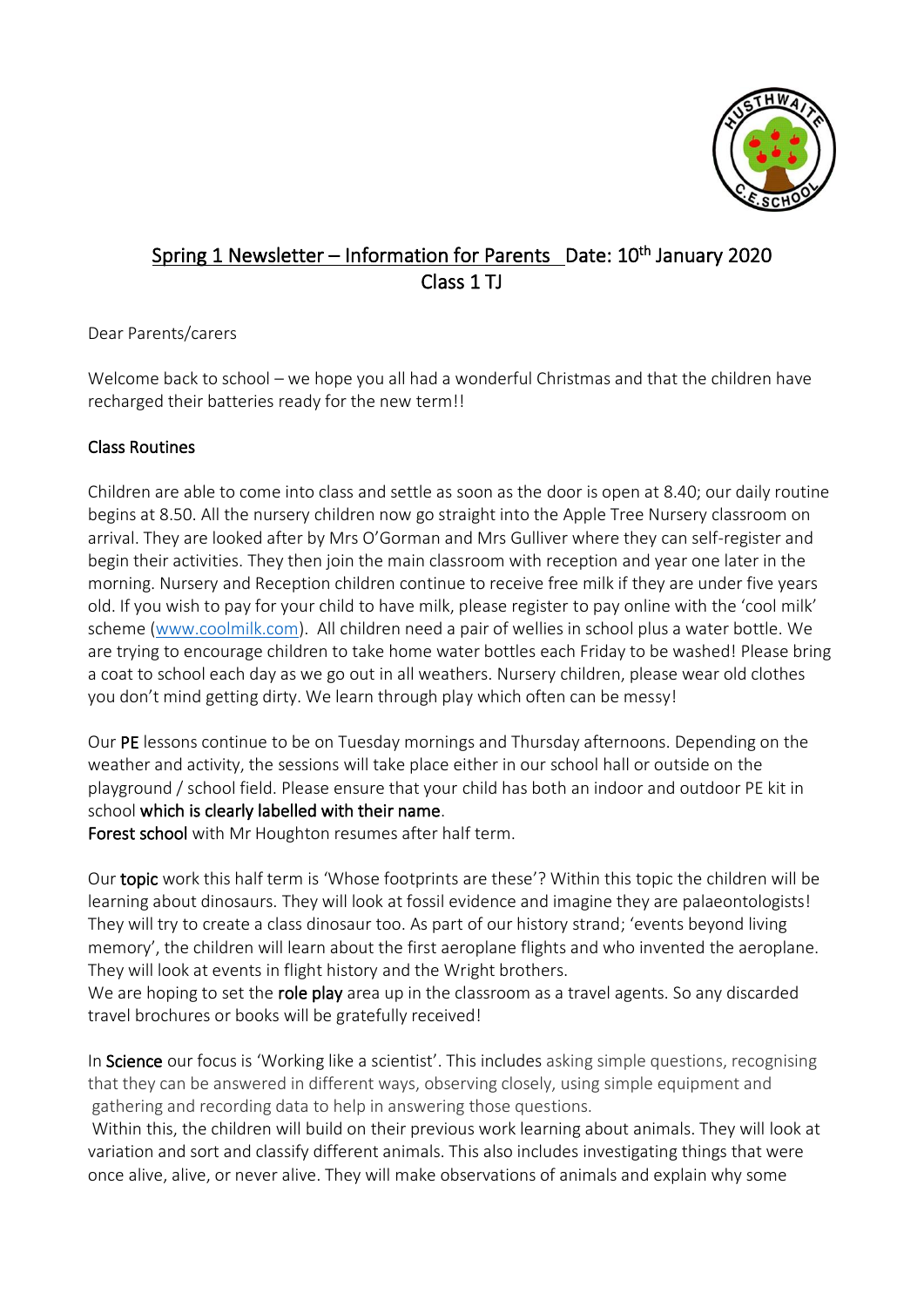## Spring 1 Newsletter – Information for Parents  Date: 10th January 2020
## Class 1 TJ

Dear Parents/carers

Welcome back to school – we hope you all had a wonderful Christmas and that the children have recharged their batteries ready for the new term!!

### Class Routines

Children are able to come into class and settle as soon as the door is open at 8.40; our daily routine begins at 8.50. All the nursery children now go straight into the Apple Tree Nursery classroom on arrival. They are looked after by Mrs O'Gorman and Mrs Gulliver where they can self-register and begin their activities. They then join the main classroom with reception and year one later in the morning. Nursery and Reception children continue to receive free milk if they are under five years old. If you wish to pay for your child to have milk, please register to pay online with the 'cool milk' scheme ([www.coolmilk.com](http://www.coolmilk.com)). All children need a pair of wellies in school plus a water bottle. We are trying to encourage children to take home water bottles each Friday to be washed! Please bring a coat to school each day as we go out in all weathers. Nursery children, please wear old clothes you don't mind getting dirty. We learn through play which often can be messy!

Our **PE** lessons continue to be on Tuesday mornings and Thursday afternoons. Depending on the weather and activity, the sessions will take place either in our school hall or outside on the playground / school field. Please ensure that your child has both an indoor and outdoor PE kit in school **which is clearly labelled with their name**.
**Forest school** with Mr Houghton resumes after half term.

Our **topic** work this half term is 'Whose footprints are these'? Within this topic the children will be learning about dinosaurs. They will look at fossil evidence and imagine they are palaeontologists! They will try to create a class dinosaur too. As part of our history strand; 'events beyond living memory', the children will learn about the first aeroplane flights and who invented the aeroplane. They will look at events in flight history and the Wright brothers.
We are hoping to set the **role play** area up in the classroom as a travel agents. So any discarded travel brochures or books will be gratefully received!

In **Science** our focus is 'Working like a scientist'. This includes asking simple questions, recognising that they can be answered in different ways, observing closely, using simple equipment and gathering and recording data to help in answering those questions.
Within this, the children will build on their previous work learning about animals. They will look at variation and sort and classify different animals. This also includes investigating things that were once alive, alive, or never alive. They will make observations of animals and explain why some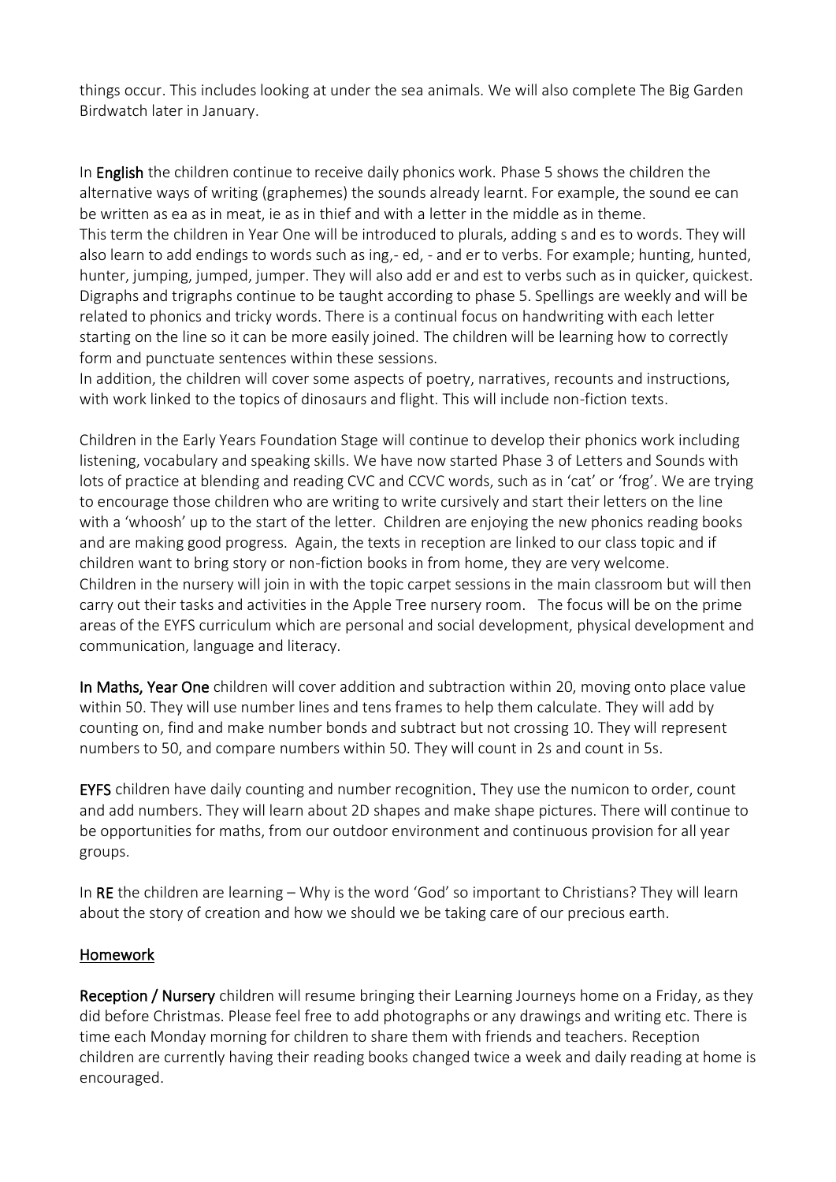things occur. This includes looking at under the sea animals. We will also complete The Big Garden Birdwatch later in January.

In **English** the children continue to receive daily phonics work. Phase 5 shows the children the alternative ways of writing (graphemes) the sounds already learnt. For example, the sound ee can be written as ea as in meat, ie as in thief and with a letter in the middle as in theme.
This term the children in Year One will be introduced to plurals, adding s and es to words. They will also learn to add endings to words such as ing,- ed, - and er to verbs. For example; hunting, hunted, hunter, jumping, jumped, jumper. They will also add er and est to verbs such as in quicker, quickest. Digraphs and trigraphs continue to be taught according to phase 5. Spellings are weekly and will be related to phonics and tricky words. There is a continual focus on handwriting with each letter starting on the line so it can be more easily joined. The children will be learning how to correctly form and punctuate sentences within these sessions.
In addition, the children will cover some aspects of poetry, narratives, recounts and instructions, with work linked to the topics of dinosaurs and flight. This will include non-fiction texts.

Children in the Early Years Foundation Stage will continue to develop their phonics work including listening, vocabulary and speaking skills. We have now started Phase 3 of Letters and Sounds with lots of practice at blending and reading CVC and CCVC words, such as in 'cat' or 'frog'. We are trying to encourage those children who are writing to write cursively and start their letters on the line with a 'whoosh' up to the start of the letter. Children are enjoying the new phonics reading books and are making good progress. Again, the texts in reception are linked to our class topic and if children want to bring story or non-fiction books in from home, they are very welcome.
Children in the nursery will join in with the topic carpet sessions in the main classroom but will then carry out their tasks and activities in the Apple Tree nursery room. The focus will be on the prime areas of the EYFS curriculum which are personal and social development, physical development and communication, language and literacy.

**In Maths, Year One** children will cover addition and subtraction within 20, moving onto place value within 50. They will use number lines and tens frames to help them calculate. They will add by counting on, find and make number bonds and subtract but not crossing 10. They will represent numbers to 50, and compare numbers within 50. They will count in 2s and count in 5s.

**EYFS** children have daily counting and number recognition. They use the numicon to order, count and add numbers. They will learn about 2D shapes and make shape pictures. There will continue to be opportunities for maths, from our outdoor environment and continuous provision for all year groups.

In **RE** the children are learning – Why is the word 'God' so important to Christians? They will learn about the story of creation and how we should we be taking care of our precious earth.

## Homework

**Reception / Nursery** children will resume bringing their Learning Journeys home on a Friday, as they did before Christmas. Please feel free to add photographs or any drawings and writing etc. There is time each Monday morning for children to share them with friends and teachers. Reception children are currently having their reading books changed twice a week and daily reading at home is encouraged.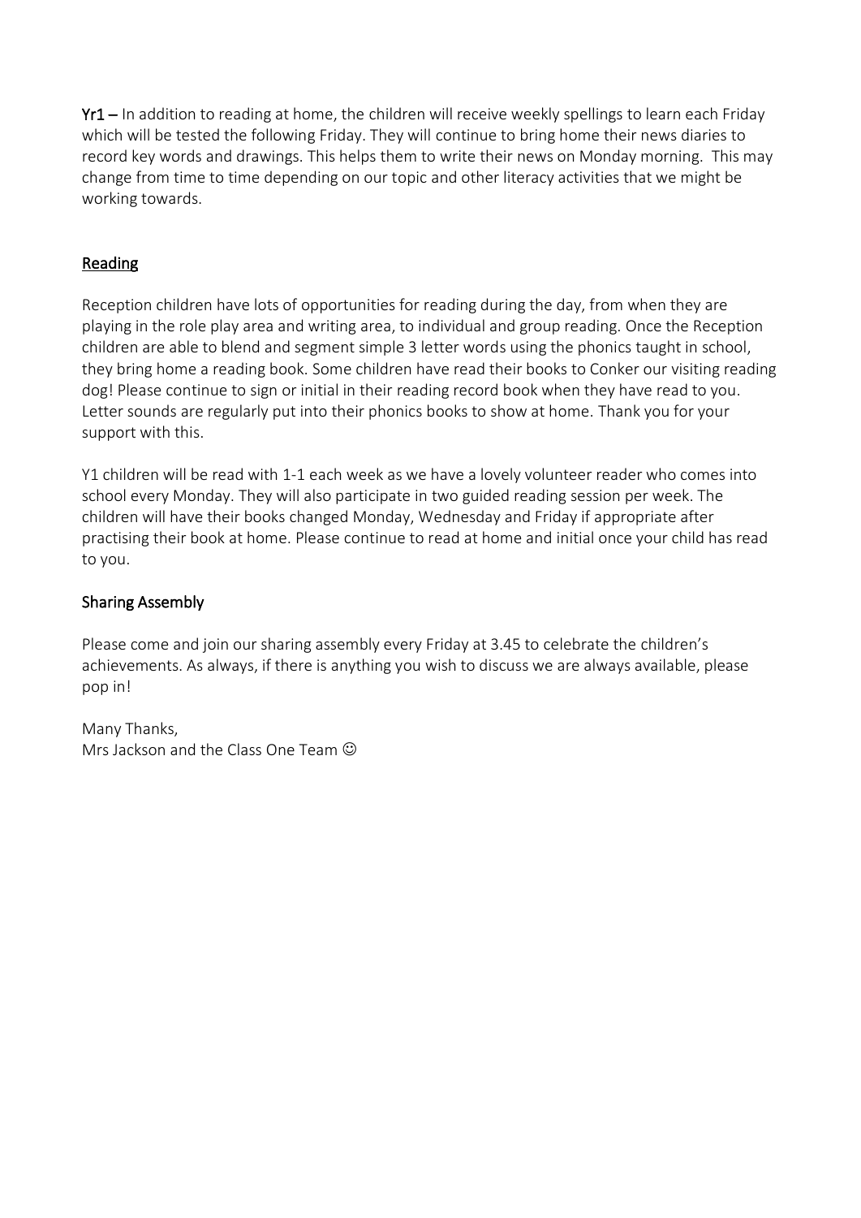**Yr1 –** In addition to reading at home, the children will receive weekly spellings to learn each Friday which will be tested the following Friday. They will continue to bring home their news diaries to record key words and drawings. This helps them to write their news on Monday morning. This may change from time to time depending on our topic and other literacy activities that we might be working towards.

## Reading

Reception children have lots of opportunities for reading during the day, from when they are playing in the role play area and writing area, to individual and group reading. Once the Reception children are able to blend and segment simple 3 letter words using the phonics taught in school, they bring home a reading book. Some children have read their books to Conker our visiting reading dog! Please continue to sign or initial in their reading record book when they have read to you. Letter sounds are regularly put into their phonics books to show at home. Thank you for your support with this.

Y1 children will be read with 1-1 each week as we have a lovely volunteer reader who comes into school every Monday. They will also participate in two guided reading session per week. The children will have their books changed Monday, Wednesday and Friday if appropriate after practising their book at home. Please continue to read at home and initial once your child has read to you.

## Sharing Assembly

Please come and join our sharing assembly every Friday at 3.45 to celebrate the children's achievements. As always, if there is anything you wish to discuss we are always available, please pop in!

Many Thanks,
Mrs Jackson and the Class One Team ☺